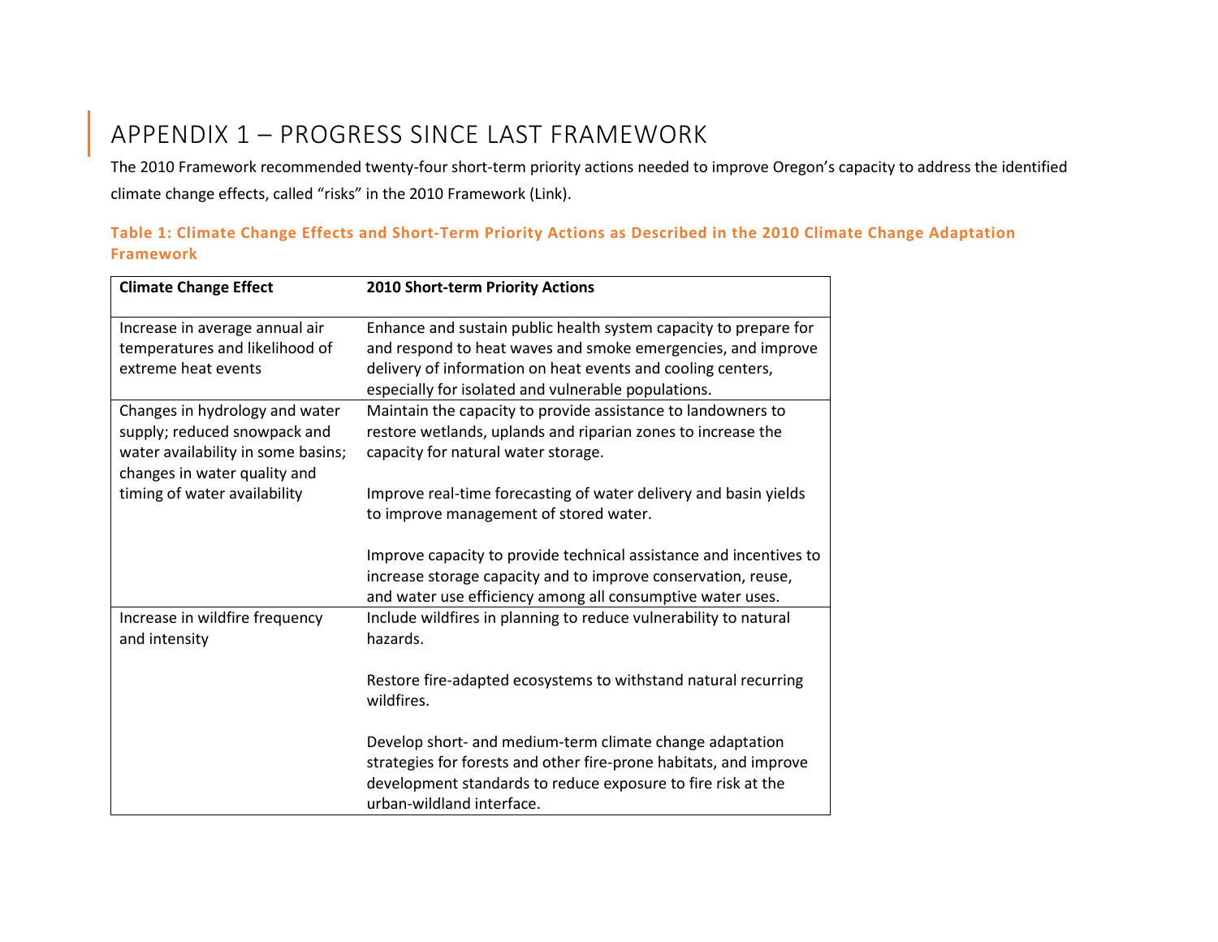# APPENDIX 1 – PROGRESS SINCE LAST FRAMEWORK

The 2010 Framework recommended twenty-four short-term priority actions needed to improve Oregon's capacity to address the identified climate change effects, called "risks" in the 2010 Framework (Link).

**Table 1: Climate Change Effects and Short-Term Priority Actions as Described in the 2010 Climate Change Adaptation Framework**

| Climate Change Effect | 2010 Short-term Priority Actions |
|---|---|
| Increase in average annual air temperatures and likelihood of extreme heat events | Enhance and sustain public health system capacity to prepare for and respond to heat waves and smoke emergencies, and improve delivery of information on heat events and cooling centers, especially for isolated and vulnerable populations. |
| Changes in hydrology and water supply; reduced snowpack and water availability in some basins; changes in water quality and timing of water availability | Maintain the capacity to provide assistance to landowners to restore wetlands, uplands and riparian zones to increase the capacity for natural water storage.<br><br>Improve real-time forecasting of water delivery and basin yields to improve management of stored water.<br><br>Improve capacity to provide technical assistance and incentives to increase storage capacity and to improve conservation, reuse, and water use efficiency among all consumptive water uses. |
| Increase in wildfire frequency and intensity | Include wildfires in planning to reduce vulnerability to natural hazards.<br><br>Restore fire-adapted ecosystems to withstand natural recurring wildfires.<br><br>Develop short- and medium-term climate change adaptation strategies for forests and other fire-prone habitats, and improve development standards to reduce exposure to fire risk at the urban-wildland interface. |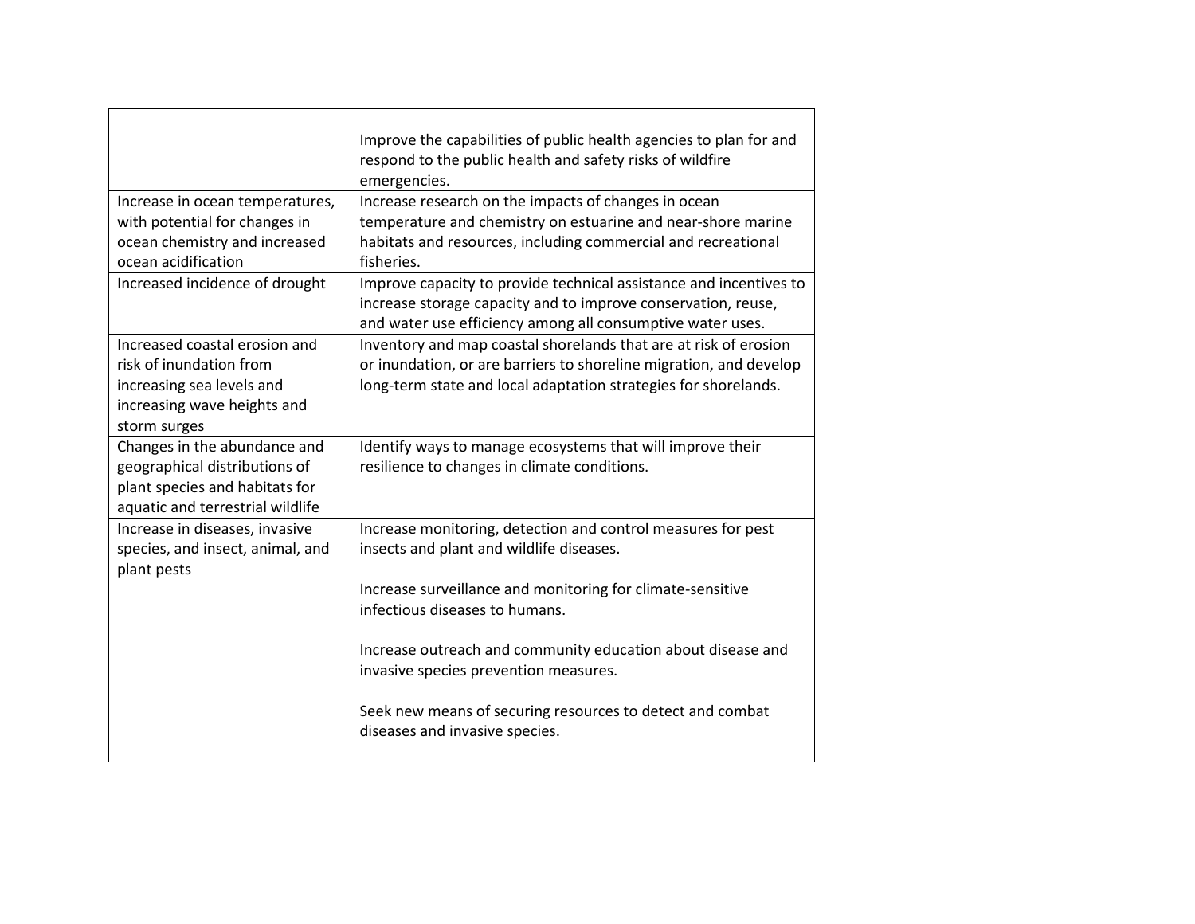| | |
|---|---|
| | Improve the capabilities of public health agencies to plan for and respond to the public health and safety risks of wildfire emergencies. |
| Increase in ocean temperatures, with potential for changes in ocean chemistry and increased ocean acidification | Increase research on the impacts of changes in ocean temperature and chemistry on estuarine and near-shore marine habitats and resources, including commercial and recreational fisheries. |
| Increased incidence of drought | Improve capacity to provide technical assistance and incentives to increase storage capacity and to improve conservation, reuse, and water use efficiency among all consumptive water uses. |
| Increased coastal erosion and risk of inundation from increasing sea levels and increasing wave heights and storm surges | Inventory and map coastal shorelands that are at risk of erosion or inundation, or are barriers to shoreline migration, and develop long-term state and local adaptation strategies for shorelands. |
| Changes in the abundance and geographical distributions of plant species and habitats for aquatic and terrestrial wildlife | Identify ways to manage ecosystems that will improve their resilience to changes in climate conditions. |
| Increase in diseases, invasive species, and insect, animal, and plant pests | Increase monitoring, detection and control measures for pest insects and plant and wildlife diseases.<br><br>Increase surveillance and monitoring for climate-sensitive infectious diseases to humans.<br><br>Increase outreach and community education about disease and invasive species prevention measures.<br><br>Seek new means of securing resources to detect and combat diseases and invasive species. |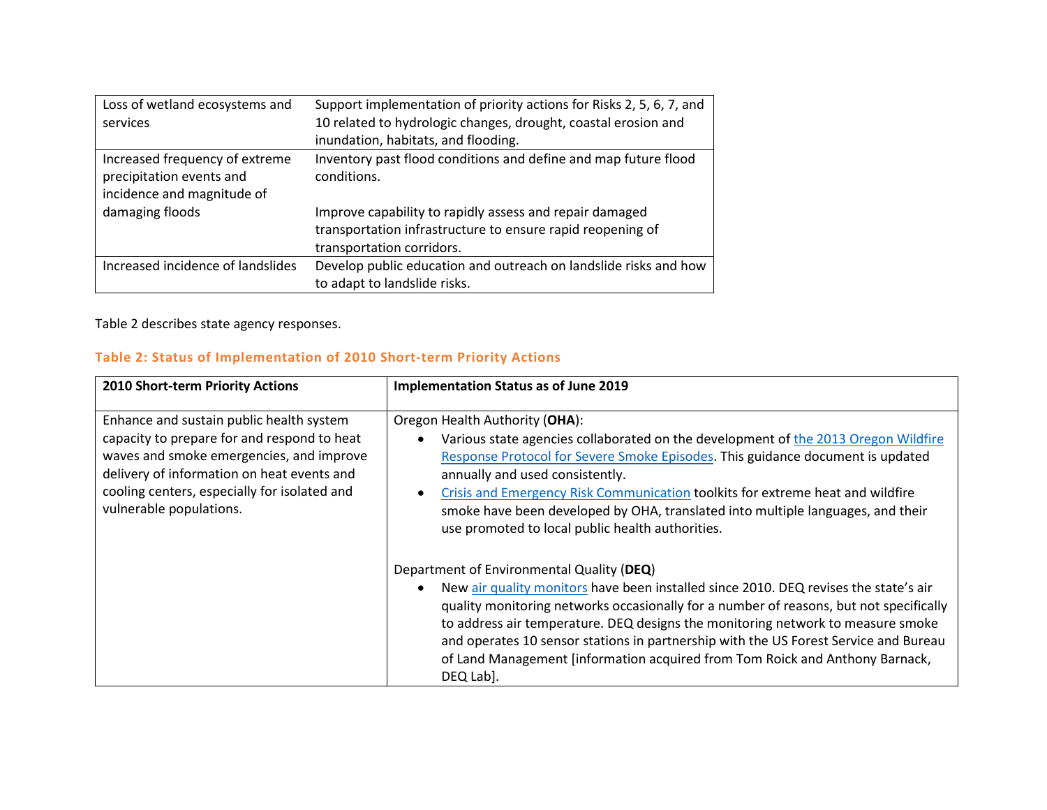| | |
|---|---|
| Loss of wetland ecosystems and services | Support implementation of priority actions for Risks 2, 5, 6, 7, and 10 related to hydrologic changes, drought, coastal erosion and inundation, habitats, and flooding. |
| Increased frequency of extreme precipitation events and incidence and magnitude of damaging floods | Inventory past flood conditions and define and map future flood conditions.<br><br>Improve capability to rapidly assess and repair damaged transportation infrastructure to ensure rapid reopening of transportation corridors. |
| Increased incidence of landslides | Develop public education and outreach on landslide risks and how to adapt to landslide risks. |

Table 2 describes state agency responses.

### Table 2: Status of Implementation of 2010 Short-term Priority Actions

| 2010 Short-term Priority Actions | Implementation Status as of June 2019 |
|---|---|
| Enhance and sustain public health system capacity to prepare for and respond to heat waves and smoke emergencies, and improve delivery of information on heat events and cooling centers, especially for isolated and vulnerable populations. | Oregon Health Authority (**OHA**):<br>• Various state agencies collaborated on the development of the 2013 Oregon Wildfire Response Protocol for Severe Smoke Episodes. This guidance document is updated annually and used consistently.<br>• Crisis and Emergency Risk Communication toolkits for extreme heat and wildfire smoke have been developed by OHA, translated into multiple languages, and their use promoted to local public health authorities.<br><br>Department of Environmental Quality (**DEQ**)<br>• New air quality monitors have been installed since 2010. DEQ revises the state's air quality monitoring networks occasionally for a number of reasons, but not specifically to address air temperature. DEQ designs the monitoring network to measure smoke and operates 10 sensor stations in partnership with the US Forest Service and Bureau of Land Management [information acquired from Tom Roick and Anthony Barnack, DEQ Lab]. |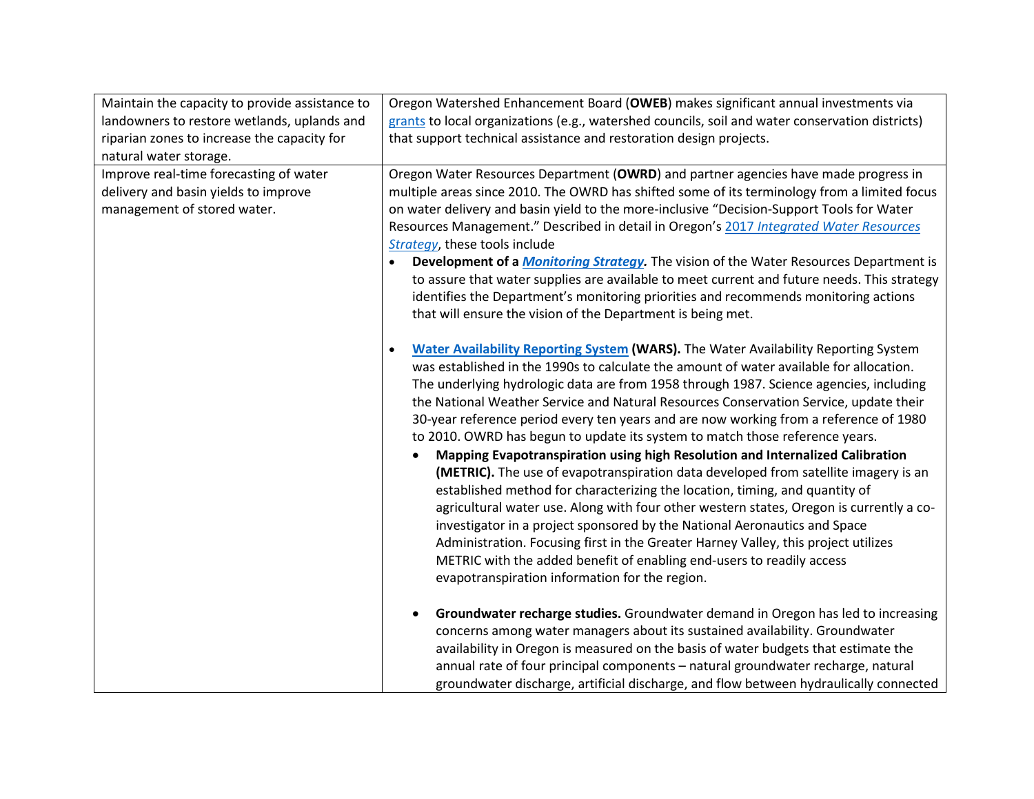| | |
|---|---|
| Maintain the capacity to provide assistance to landowners to restore wetlands, uplands and riparian zones to increase the capacity for natural water storage. | Oregon Watershed Enhancement Board (**OWEB**) makes significant annual investments via grants to local organizations (e.g., watershed councils, soil and water conservation districts) that support technical assistance and restoration design projects. |
| Improve real-time forecasting of water delivery and basin yields to improve management of stored water. | Oregon Water Resources Department (**OWRD**) and partner agencies have made progress in multiple areas since 2010. The OWRD has shifted some of its terminology from a limited focus on water delivery and basin yield to the more-inclusive "Decision-Support Tools for Water Resources Management." Described in detail in Oregon's 2017 *Integrated Water Resources Strategy*, these tools include<br>• **Development of a *Monitoring Strategy*.** The vision of the Water Resources Department is to assure that water supplies are available to meet current and future needs. This strategy identifies the Department's monitoring priorities and recommends monitoring actions that will ensure the vision of the Department is being met.<br><br>• **Water Availability Reporting System (WARS).** The Water Availability Reporting System was established in the 1990s to calculate the amount of water available for allocation. The underlying hydrologic data are from 1958 through 1987. Science agencies, including the National Weather Service and Natural Resources Conservation Service, update their 30-year reference period every ten years and are now working from a reference of 1980 to 2010. OWRD has begun to update its system to match those reference years.<br>  • **Mapping Evapotranspiration using high Resolution and Internalized Calibration (METRIC).** The use of evapotranspiration data developed from satellite imagery is an established method for characterizing the location, timing, and quantity of agricultural water use. Along with four other western states, Oregon is currently a co-investigator in a project sponsored by the National Aeronautics and Space Administration. Focusing first in the Greater Harney Valley, this project utilizes METRIC with the added benefit of enabling end-users to readily access evapotranspiration information for the region.<br><br>  • **Groundwater recharge studies.** Groundwater demand in Oregon has led to increasing concerns among water managers about its sustained availability. Groundwater availability in Oregon is measured on the basis of water budgets that estimate the annual rate of four principal components – natural groundwater recharge, natural groundwater discharge, artificial discharge, and flow between hydraulically connected |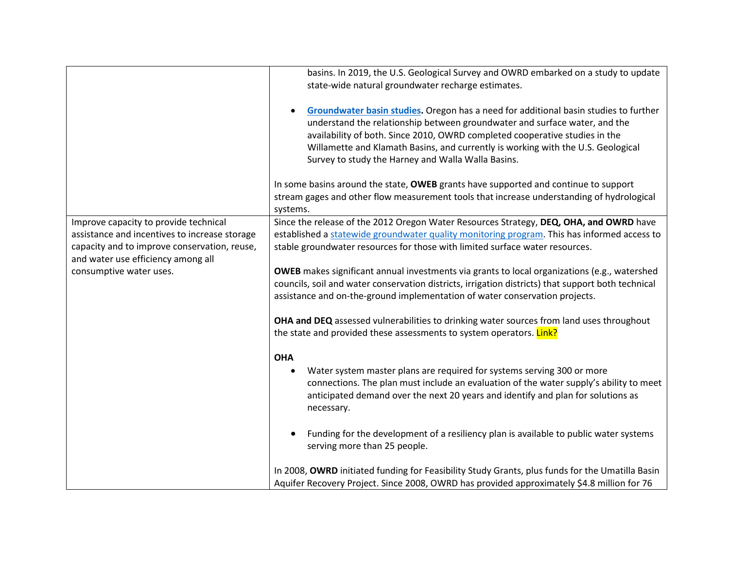| | |
|---|---|
| | basins. In 2019, the U.S. Geological Survey and OWRD embarked on a study to update state-wide natural groundwater recharge estimates.<br><br>• **Groundwater basin studies.** Oregon has a need for additional basin studies to further understand the relationship between groundwater and surface water, and the availability of both. Since 2010, OWRD completed cooperative studies in the Willamette and Klamath Basins, and currently is working with the U.S. Geological Survey to study the Harney and Walla Walla Basins.<br><br>In some basins around the state, **OWEB** grants have supported and continue to support stream gages and other flow measurement tools that increase understanding of hydrological systems. |
| Improve capacity to provide technical assistance and incentives to increase storage capacity and to improve conservation, reuse, and water use efficiency among all consumptive water uses. | Since the release of the 2012 Oregon Water Resources Strategy, **DEQ, OHA, and OWRD** have established a statewide groundwater quality monitoring program. This has informed access to stable groundwater resources for those with limited surface water resources.<br><br>**OWEB** makes significant annual investments via grants to local organizations (e.g., watershed councils, soil and water conservation districts, irrigation districts) that support both technical assistance and on-the-ground implementation of water conservation projects.<br><br>**OHA and DEQ** assessed vulnerabilities to drinking water sources from land uses throughout the state and provided these assessments to system operators. Link?<br><br>**OHA**<br>• Water system master plans are required for systems serving 300 or more connections. The plan must include an evaluation of the water supply's ability to meet anticipated demand over the next 20 years and identify and plan for solutions as necessary.<br><br>• Funding for the development of a resiliency plan is available to public water systems serving more than 25 people.<br><br>In 2008, **OWRD** initiated funding for Feasibility Study Grants, plus funds for the Umatilla Basin Aquifer Recovery Project. Since 2008, OWRD has provided approximately $4.8 million for 76 |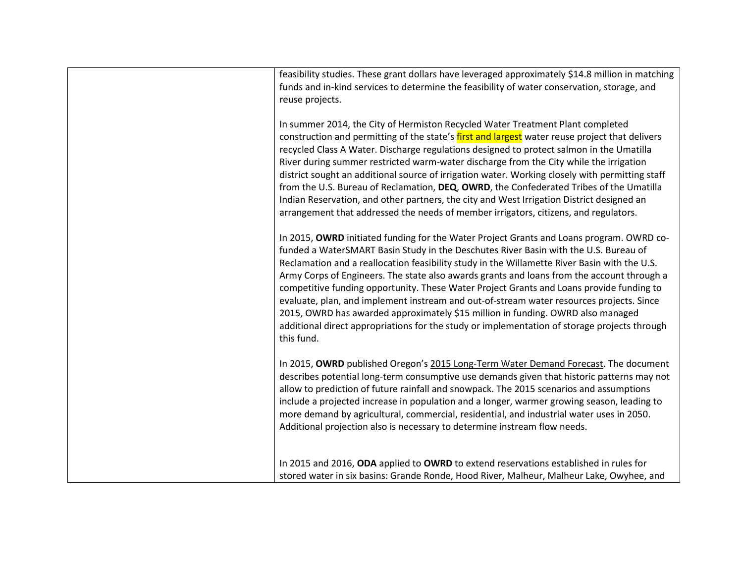| | |
|---|---|
| | feasibility studies. These grant dollars have leveraged approximately $14.8 million in matching funds and in-kind services to determine the feasibility of water conservation, storage, and reuse projects.<br><br>In summer 2014, the City of Hermiston Recycled Water Treatment Plant completed construction and permitting of the state's first and largest water reuse project that delivers recycled Class A Water. Discharge regulations designed to protect salmon in the Umatilla River during summer restricted warm-water discharge from the City while the irrigation district sought an additional source of irrigation water. Working closely with permitting staff from the U.S. Bureau of Reclamation, **DEQ**, **OWRD**, the Confederated Tribes of the Umatilla Indian Reservation, and other partners, the city and West Irrigation District designed an arrangement that addressed the needs of member irrigators, citizens, and regulators.<br><br>In 2015, **OWRD** initiated funding for the Water Project Grants and Loans program. OWRD co-funded a WaterSMART Basin Study in the Deschutes River Basin with the U.S. Bureau of Reclamation and a reallocation feasibility study in the Willamette River Basin with the U.S. Army Corps of Engineers. The state also awards grants and loans from the account through a competitive funding opportunity. These Water Project Grants and Loans provide funding to evaluate, plan, and implement instream and out-of-stream water resources projects. Since 2015, OWRD has awarded approximately $15 million in funding. OWRD also managed additional direct appropriations for the study or implementation of storage projects through this fund.<br><br>In 2015, **OWRD** published Oregon's 2015 Long-Term Water Demand Forecast. The document describes potential long-term consumptive use demands given that historic patterns may not allow to prediction of future rainfall and snowpack. The 2015 scenarios and assumptions include a projected increase in population and a longer, warmer growing season, leading to more demand by agricultural, commercial, residential, and industrial water uses in 2050. Additional projection also is necessary to determine instream flow needs.<br><br>In 2015 and 2016, **ODA** applied to **OWRD** to extend reservations established in rules for stored water in six basins: Grande Ronde, Hood River, Malheur, Malheur Lake, Owyhee, and |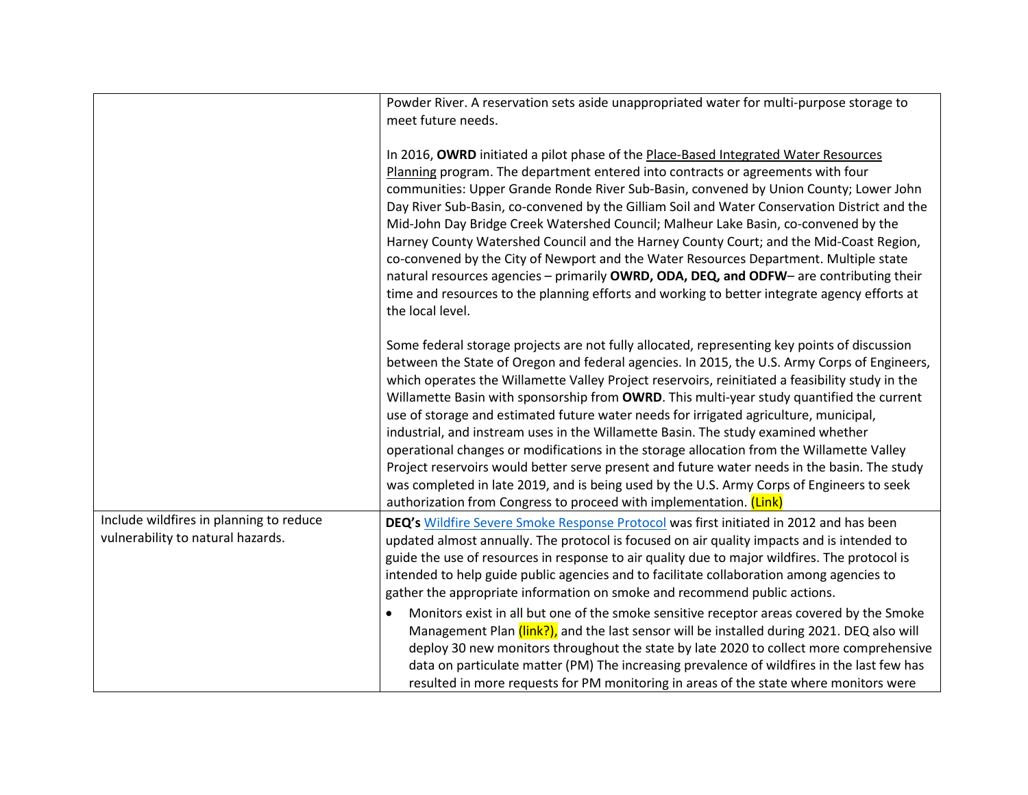| | |
|---|---|
| | Powder River. A reservation sets aside unappropriated water for multi-purpose storage to meet future needs.<br><br>In 2016, **OWRD** initiated a pilot phase of the Place-Based Integrated Water Resources Planning program. The department entered into contracts or agreements with four communities: Upper Grande Ronde River Sub-Basin, convened by Union County; Lower John Day River Sub-Basin, co-convened by the Gilliam Soil and Water Conservation District and the Mid-John Day Bridge Creek Watershed Council; Malheur Lake Basin, co-convened by the Harney County Watershed Council and the Harney County Court; and the Mid-Coast Region, co-convened by the City of Newport and the Water Resources Department. Multiple state natural resources agencies – primarily **OWRD, ODA, DEQ, and ODFW**– are contributing their time and resources to the planning efforts and working to better integrate agency efforts at the local level.<br><br>Some federal storage projects are not fully allocated, representing key points of discussion between the State of Oregon and federal agencies. In 2015, the U.S. Army Corps of Engineers, which operates the Willamette Valley Project reservoirs, reinitiated a feasibility study in the Willamette Basin with sponsorship from **OWRD**. This multi-year study quantified the current use of storage and estimated future water needs for irrigated agriculture, municipal, industrial, and instream uses in the Willamette Basin. The study examined whether operational changes or modifications in the storage allocation from the Willamette Valley Project reservoirs would better serve present and future water needs in the basin. The study was completed in late 2019, and is being used by the U.S. Army Corps of Engineers to seek authorization from Congress to proceed with implementation. (Link) |
| Include wildfires in planning to reduce vulnerability to natural hazards. | **DEQ's** Wildfire Severe Smoke Response Protocol was first initiated in 2012 and has been updated almost annually. The protocol is focused on air quality impacts and is intended to guide the use of resources in response to air quality due to major wildfires. The protocol is intended to help guide public agencies and to facilitate collaboration among agencies to gather the appropriate information on smoke and recommend public actions.<br><br>• Monitors exist in all but one of the smoke sensitive receptor areas covered by the Smoke Management Plan (link?), and the last sensor will be installed during 2021. DEQ also will deploy 30 new monitors throughout the state by late 2020 to collect more comprehensive data on particulate matter (PM) The increasing prevalence of wildfires in the last few has resulted in more requests for PM monitoring in areas of the state where monitors were |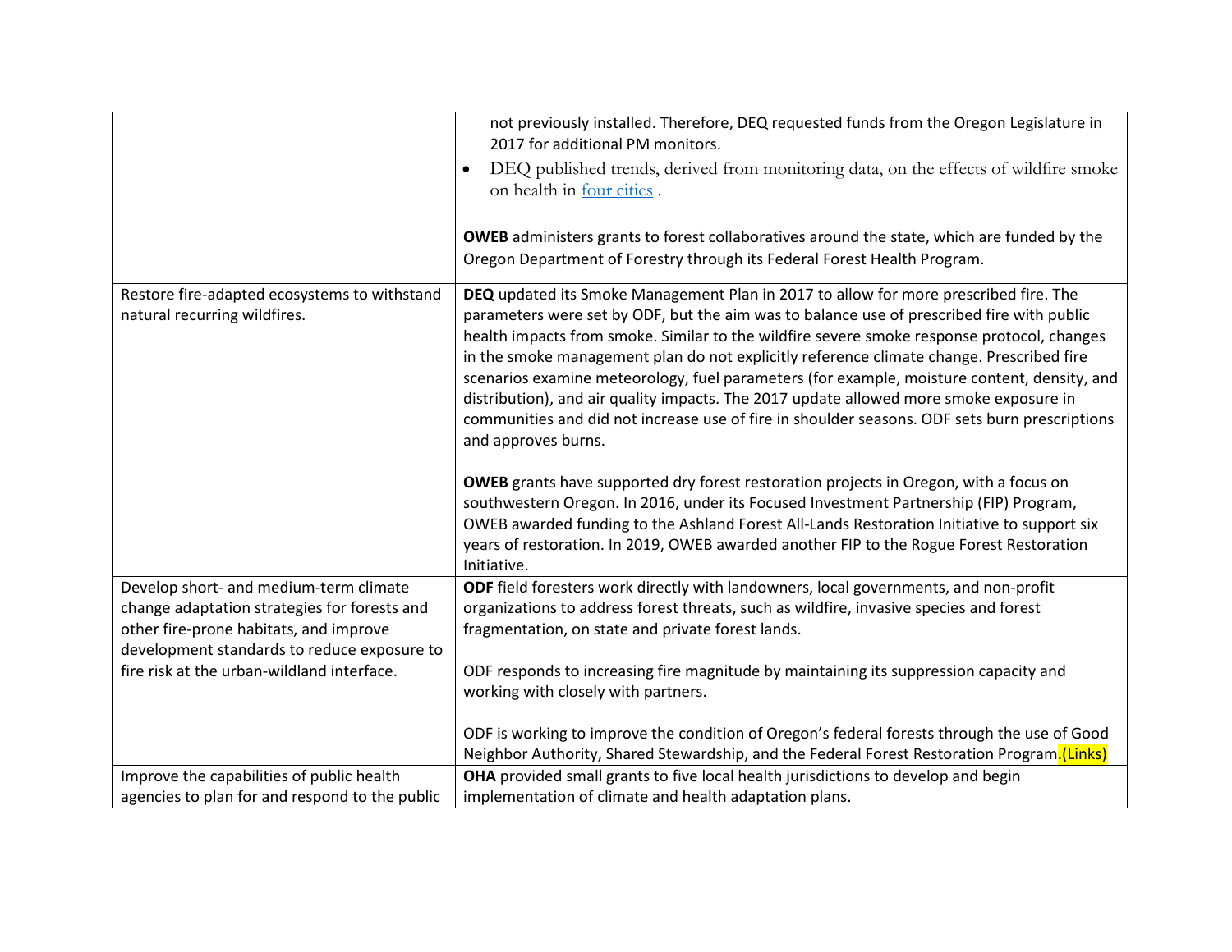| | |
|---|---|
| | not previously installed. Therefore, DEQ requested funds from the Oregon Legislature in 2017 for additional PM monitors.<br>• DEQ published trends, derived from monitoring data, on the effects of wildfire smoke on health in four cities .<br><br>**OWEB** administers grants to forest collaboratives around the state, which are funded by the Oregon Department of Forestry through its Federal Forest Health Program. |
| Restore fire-adapted ecosystems to withstand natural recurring wildfires. | **DEQ** updated its Smoke Management Plan in 2017 to allow for more prescribed fire. The parameters were set by ODF, but the aim was to balance use of prescribed fire with public health impacts from smoke. Similar to the wildfire severe smoke response protocol, changes in the smoke management plan do not explicitly reference climate change. Prescribed fire scenarios examine meteorology, fuel parameters (for example, moisture content, density, and distribution), and air quality impacts. The 2017 update allowed more smoke exposure in communities and did not increase use of fire in shoulder seasons. ODF sets burn prescriptions and approves burns.<br><br>**OWEB** grants have supported dry forest restoration projects in Oregon, with a focus on southwestern Oregon. In 2016, under its Focused Investment Partnership (FIP) Program, OWEB awarded funding to the Ashland Forest All-Lands Restoration Initiative to support six years of restoration. In 2019, OWEB awarded another FIP to the Rogue Forest Restoration Initiative. |
| Develop short- and medium-term climate change adaptation strategies for forests and other fire-prone habitats, and improve development standards to reduce exposure to fire risk at the urban-wildland interface. | **ODF** field foresters work directly with landowners, local governments, and non-profit organizations to address forest threats, such as wildfire, invasive species and forest fragmentation, on state and private forest lands.<br><br>ODF responds to increasing fire magnitude by maintaining its suppression capacity and working with closely with partners.<br><br>ODF is working to improve the condition of Oregon's federal forests through the use of Good Neighbor Authority, Shared Stewardship, and the Federal Forest Restoration Program.(Links) |
| Improve the capabilities of public health agencies to plan for and respond to the public | **OHA** provided small grants to five local health jurisdictions to develop and begin implementation of climate and health adaptation plans. |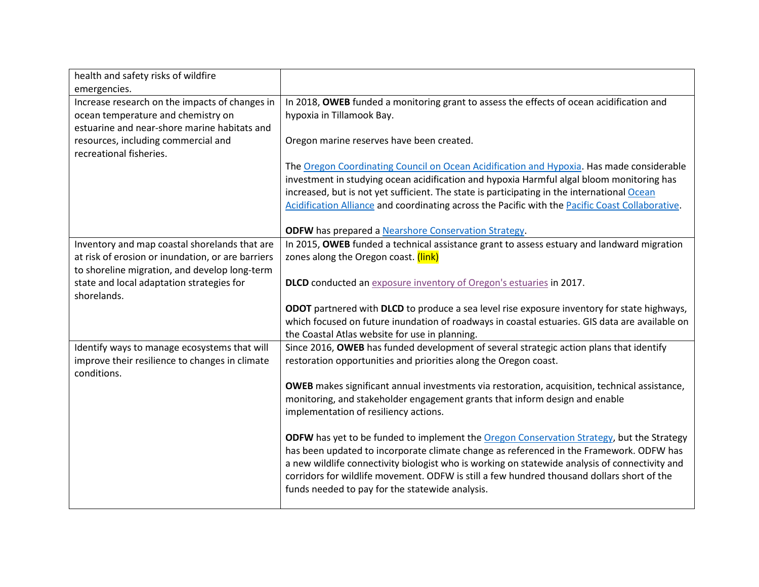| | |
|---|---|
| health and safety risks of wildfire emergencies. | |
| Increase research on the impacts of changes in ocean temperature and chemistry on estuarine and near-shore marine habitats and resources, including commercial and recreational fisheries. | In 2018, **OWEB** funded a monitoring grant to assess the effects of ocean acidification and hypoxia in Tillamook Bay.<br><br>Oregon marine reserves have been created.<br><br>The Oregon Coordinating Council on Ocean Acidification and Hypoxia. Has made considerable investment in studying ocean acidification and hypoxia Harmful algal bloom monitoring has increased, but is not yet sufficient. The state is participating in the international Ocean Acidification Alliance and coordinating across the Pacific with the Pacific Coast Collaborative.<br><br>**ODFW** has prepared a Nearshore Conservation Strategy. |
| Inventory and map coastal shorelands that are at risk of erosion or inundation, or are barriers to shoreline migration, and develop long-term state and local adaptation strategies for shorelands. | In 2015, **OWEB** funded a technical assistance grant to assess estuary and landward migration zones along the Oregon coast. (link)<br><br>**DLCD** conducted an exposure inventory of Oregon's estuaries in 2017.<br><br>**ODOT** partnered with **DLCD** to produce a sea level rise exposure inventory for state highways, which focused on future inundation of roadways in coastal estuaries. GIS data are available on the Coastal Atlas website for use in planning. |
| Identify ways to manage ecosystems that will improve their resilience to changes in climate conditions. | Since 2016, **OWEB** has funded development of several strategic action plans that identify restoration opportunities and priorities along the Oregon coast.<br><br>**OWEB** makes significant annual investments via restoration, acquisition, technical assistance, monitoring, and stakeholder engagement grants that inform design and enable implementation of resiliency actions.<br><br>**ODFW** has yet to be funded to implement the Oregon Conservation Strategy, but the Strategy has been updated to incorporate climate change as referenced in the Framework. ODFW has a new wildlife connectivity biologist who is working on statewide analysis of connectivity and corridors for wildlife movement. ODFW is still a few hundred thousand dollars short of the funds needed to pay for the statewide analysis. |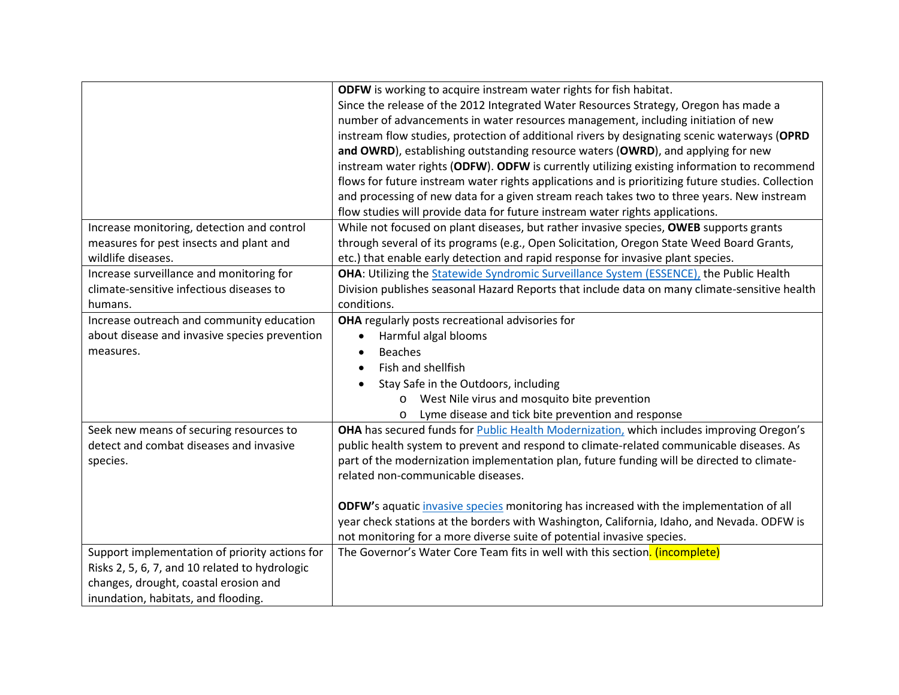| | |
|---|---|
| | **ODFW** is working to acquire instream water rights for fish habitat.<br>Since the release of the 2012 Integrated Water Resources Strategy, Oregon has made a number of advancements in water resources management, including initiation of new instream flow studies, protection of additional rivers by designating scenic waterways (**OPRD and OWRD**), establishing outstanding resource waters (**OWRD**), and applying for new instream water rights (**ODFW**). **ODFW** is currently utilizing existing information to recommend flows for future instream water rights applications and is prioritizing future studies. Collection and processing of new data for a given stream reach takes two to three years. New instream flow studies will provide data for future instream water rights applications. |
| Increase monitoring, detection and control measures for pest insects and plant and wildlife diseases. | While not focused on plant diseases, but rather invasive species, **OWEB** supports grants through several of its programs (e.g., Open Solicitation, Oregon State Weed Board Grants, etc.) that enable early detection and rapid response for invasive plant species. |
| Increase surveillance and monitoring for climate-sensitive infectious diseases to humans. | **OHA**: Utilizing the Statewide Syndromic Surveillance System (ESSENCE), the Public Health Division publishes seasonal Hazard Reports that include data on many climate-sensitive health conditions. |
| Increase outreach and community education about disease and invasive species prevention measures. | **OHA** regularly posts recreational advisories for<br>• Harmful algal blooms<br>• Beaches<br>• Fish and shellfish<br>• Stay Safe in the Outdoors, including<br>  ○ West Nile virus and mosquito bite prevention<br>  ○ Lyme disease and tick bite prevention and response |
| Seek new means of securing resources to detect and combat diseases and invasive species. | **OHA** has secured funds for Public Health Modernization, which includes improving Oregon's public health system to prevent and respond to climate-related communicable diseases. As part of the modernization implementation plan, future funding will be directed to climate-related non-communicable diseases.<br><br>**ODFW'**s aquatic invasive species monitoring has increased with the implementation of all year check stations at the borders with Washington, California, Idaho, and Nevada. ODFW is not monitoring for a more diverse suite of potential invasive species. |
| Support implementation of priority actions for Risks 2, 5, 6, 7, and 10 related to hydrologic changes, drought, coastal erosion and inundation, habitats, and flooding. | The Governor's Water Core Team fits in well with this section. (incomplete) |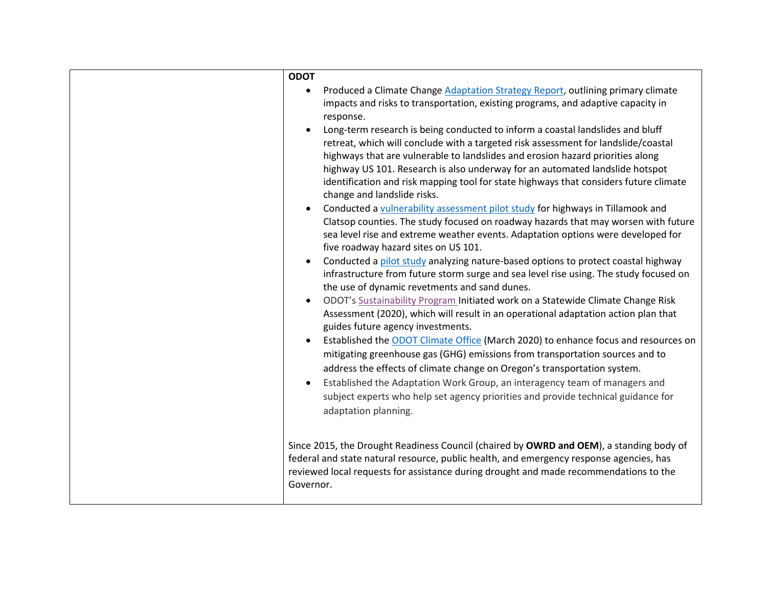| | **ODOT**<br>• Produced a Climate Change Adaptation Strategy Report, outlining primary climate impacts and risks to transportation, existing programs, and adaptive capacity in response.<br>• Long-term research is being conducted to inform a coastal landslides and bluff retreat, which will conclude with a targeted risk assessment for landslide/coastal highways that are vulnerable to landslides and erosion hazard priorities along highway US 101. Research is also underway for an automated landslide hotspot identification and risk mapping tool for state highways that considers future climate change and landslide risks.<br>• Conducted a vulnerability assessment pilot study for highways in Tillamook and Clatsop counties. The study focused on roadway hazards that may worsen with future sea level rise and extreme weather events. Adaptation options were developed for five roadway hazard sites on US 101.<br>• Conducted a pilot study analyzing nature-based options to protect coastal highway infrastructure from future storm surge and sea level rise using. The study focused on the use of dynamic revetments and sand dunes.<br>• ODOT's Sustainability Program Initiated work on a Statewide Climate Change Risk Assessment (2020), which will result in an operational adaptation action plan that guides future agency investments.<br>• Established the ODOT Climate Office (March 2020) to enhance focus and resources on mitigating greenhouse gas (GHG) emissions from transportation sources and to address the effects of climate change on Oregon's transportation system.<br>• Established the Adaptation Work Group, an interagency team of managers and subject experts who help set agency priorities and provide technical guidance for adaptation planning.<br><br>Since 2015, the Drought Readiness Council (chaired by **OWRD and OEM**), a standing body of federal and state natural resource, public health, and emergency response agencies, has reviewed local requests for assistance during drought and made recommendations to the Governor. |
|---|---|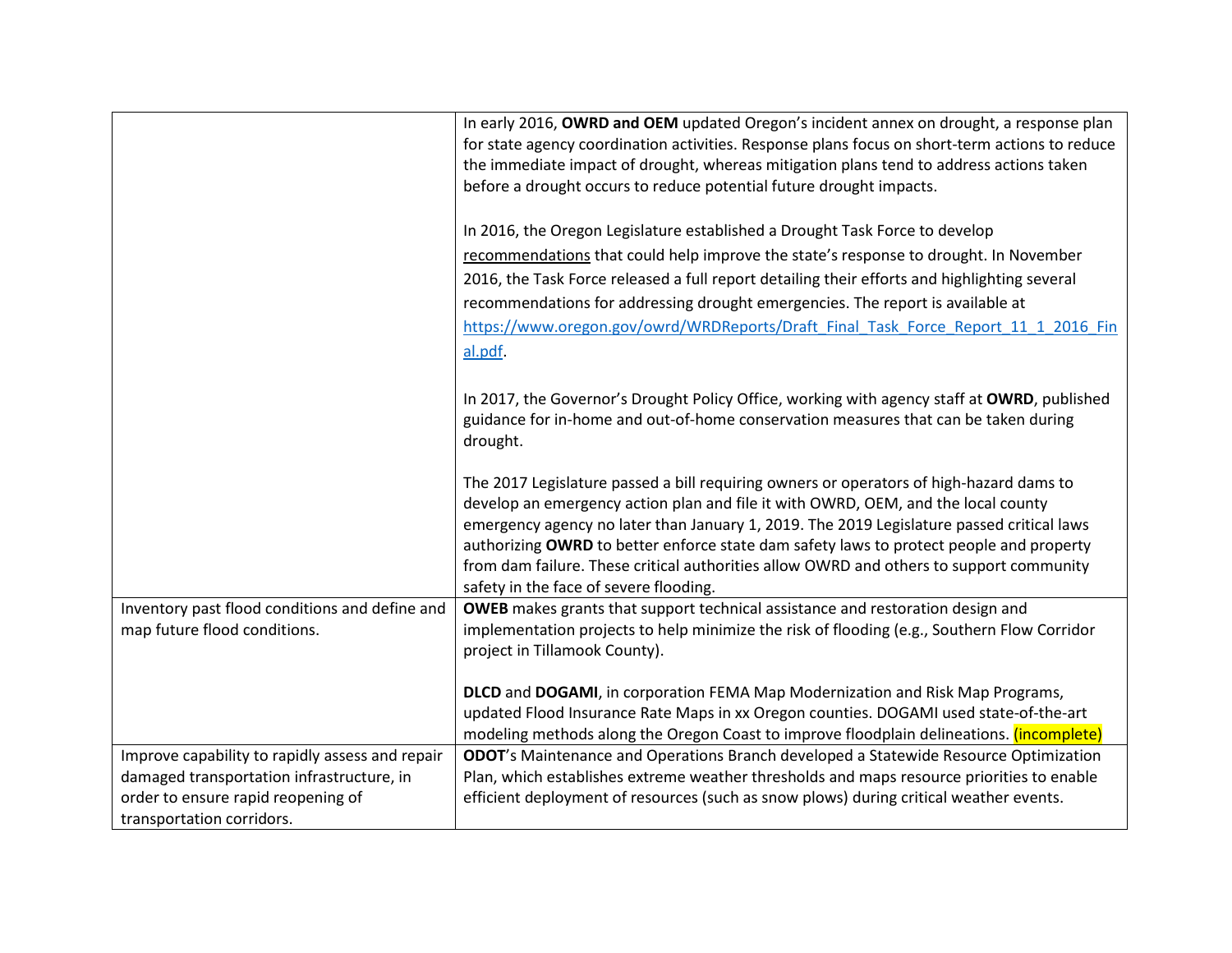| | |
|---|---|
| | In early 2016, **OWRD and OEM** updated Oregon's incident annex on drought, a response plan for state agency coordination activities. Response plans focus on short-term actions to reduce the immediate impact of drought, whereas mitigation plans tend to address actions taken before a drought occurs to reduce potential future drought impacts.<br><br>In 2016, the Oregon Legislature established a Drought Task Force to develop recommendations that could help improve the state's response to drought. In November 2016, the Task Force released a full report detailing their efforts and highlighting several recommendations for addressing drought emergencies. The report is available at https://www.oregon.gov/owrd/WRDReports/Draft_Final_Task_Force_Report_11_1_2016_Final.pdf.<br><br>In 2017, the Governor's Drought Policy Office, working with agency staff at **OWRD**, published guidance for in-home and out-of-home conservation measures that can be taken during drought.<br><br>The 2017 Legislature passed a bill requiring owners or operators of high-hazard dams to develop an emergency action plan and file it with OWRD, OEM, and the local county emergency agency no later than January 1, 2019. The 2019 Legislature passed critical laws authorizing **OWRD** to better enforce state dam safety laws to protect people and property from dam failure. These critical authorities allow OWRD and others to support community safety in the face of severe flooding. |
| Inventory past flood conditions and define and map future flood conditions. | **OWEB** makes grants that support technical assistance and restoration design and implementation projects to help minimize the risk of flooding (e.g., Southern Flow Corridor project in Tillamook County).<br><br>**DLCD** and **DOGAMI**, in corporation FEMA Map Modernization and Risk Map Programs, updated Flood Insurance Rate Maps in xx Oregon counties. DOGAMI used state-of-the-art modeling methods along the Oregon Coast to improve floodplain delineations. (incomplete) |
| Improve capability to rapidly assess and repair damaged transportation infrastructure, in order to ensure rapid reopening of transportation corridors. | **ODOT**'s Maintenance and Operations Branch developed a Statewide Resource Optimization Plan, which establishes extreme weather thresholds and maps resource priorities to enable efficient deployment of resources (such as snow plows) during critical weather events. |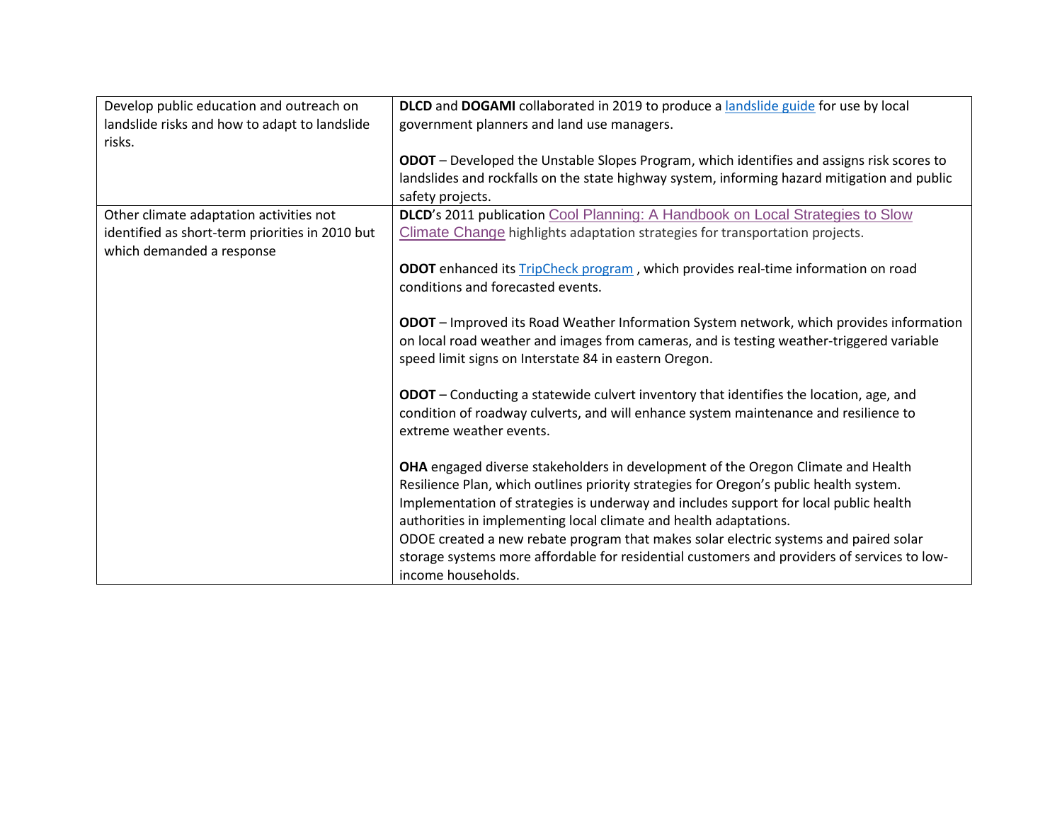| | |
|---|---|
| Develop public education and outreach on landslide risks and how to adapt to landslide risks. | **DLCD** and **DOGAMI** collaborated in 2019 to produce a landslide guide for use by local government planners and land use managers.<br><br>**ODOT** – Developed the Unstable Slopes Program, which identifies and assigns risk scores to landslides and rockfalls on the state highway system, informing hazard mitigation and public safety projects. |
| Other climate adaptation activities not identified as short-term priorities in 2010 but which demanded a response | **DLCD**'s 2011 publication Cool Planning: A Handbook on Local Strategies to Slow Climate Change highlights adaptation strategies for transportation projects.<br><br>**ODOT** enhanced its TripCheck program , which provides real-time information on road conditions and forecasted events.<br><br>**ODOT** – Improved its Road Weather Information System network, which provides information on local road weather and images from cameras, and is testing weather-triggered variable speed limit signs on Interstate 84 in eastern Oregon.<br><br>**ODOT** – Conducting a statewide culvert inventory that identifies the location, age, and condition of roadway culverts, and will enhance system maintenance and resilience to extreme weather events.<br><br>**OHA** engaged diverse stakeholders in development of the Oregon Climate and Health Resilience Plan, which outlines priority strategies for Oregon's public health system. Implementation of strategies is underway and includes support for local public health authorities in implementing local climate and health adaptations.<br>ODOE created a new rebate program that makes solar electric systems and paired solar storage systems more affordable for residential customers and providers of services to low-income households. |